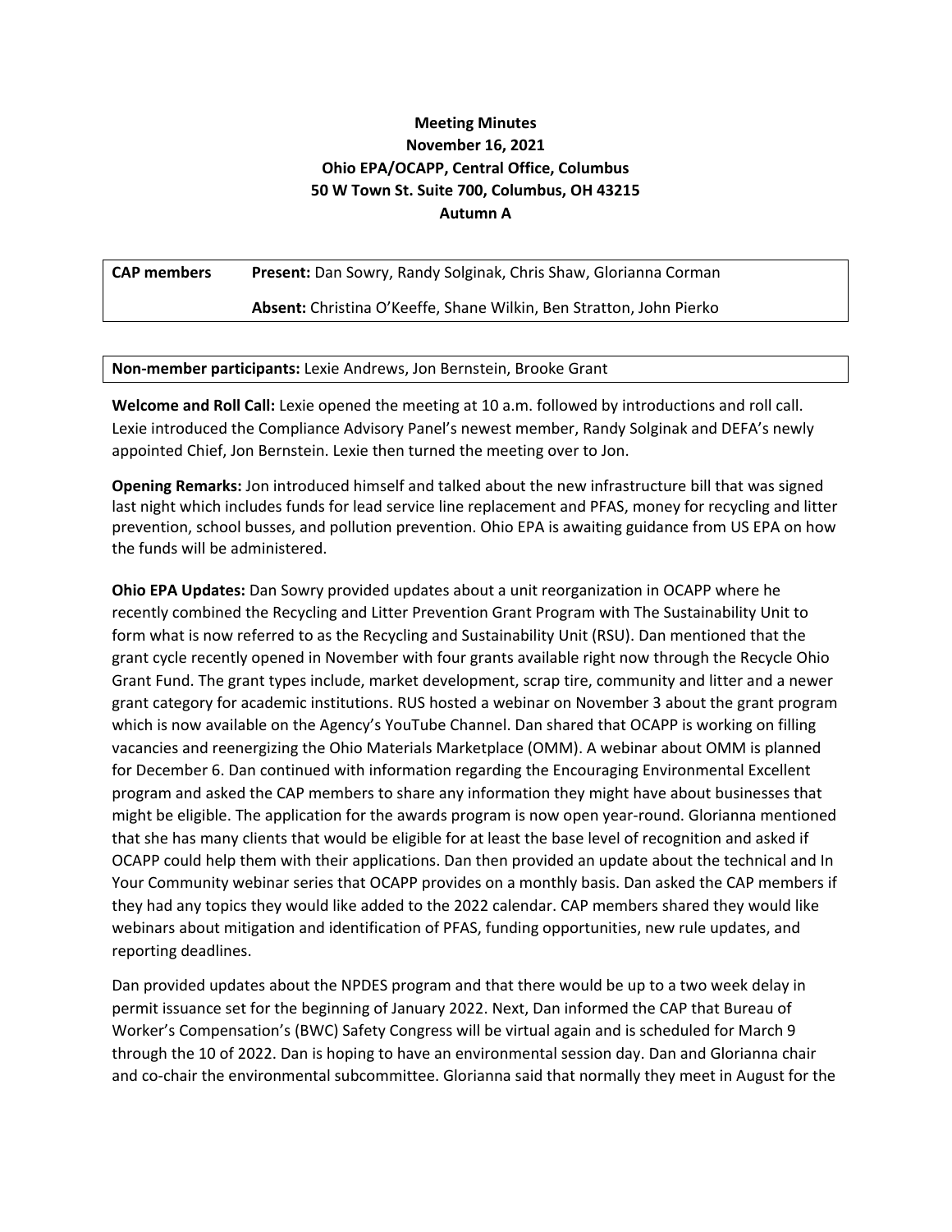**Meeting Minutes**
**November 16, 2021**
**Ohio EPA/OCAPP, Central Office, Columbus**
**50 W Town St. Suite 700, Columbus, OH 43215**
**Autumn A**

| **CAP members** | **Present:** Dan Sowry, Randy Solginak, Chris Shaw, Glorianna Corman |
|---|---|
| | **Absent:** Christina O'Keeffe, Shane Wilkin, Ben Stratton, John Pierko |

| **Non-member participants:** Lexie Andrews, Jon Bernstein, Brooke Grant |
|---|

**Welcome and Roll Call:** Lexie opened the meeting at 10 a.m. followed by introductions and roll call. Lexie introduced the Compliance Advisory Panel's newest member, Randy Solginak and DEFA's newly appointed Chief, Jon Bernstein. Lexie then turned the meeting over to Jon.

**Opening Remarks:** Jon introduced himself and talked about the new infrastructure bill that was signed last night which includes funds for lead service line replacement and PFAS, money for recycling and litter prevention, school busses, and pollution prevention. Ohio EPA is awaiting guidance from US EPA on how the funds will be administered.

**Ohio EPA Updates:** Dan Sowry provided updates about a unit reorganization in OCAPP where he recently combined the Recycling and Litter Prevention Grant Program with The Sustainability Unit to form what is now referred to as the Recycling and Sustainability Unit (RSU). Dan mentioned that the grant cycle recently opened in November with four grants available right now through the Recycle Ohio Grant Fund. The grant types include, market development, scrap tire, community and litter and a newer grant category for academic institutions. RUS hosted a webinar on November 3 about the grant program which is now available on the Agency's YouTube Channel. Dan shared that OCAPP is working on filling vacancies and reenergizing the Ohio Materials Marketplace (OMM). A webinar about OMM is planned for December 6. Dan continued with information regarding the Encouraging Environmental Excellent program and asked the CAP members to share any information they might have about businesses that might be eligible. The application for the awards program is now open year-round. Glorianna mentioned that she has many clients that would be eligible for at least the base level of recognition and asked if OCAPP could help them with their applications. Dan then provided an update about the technical and In Your Community webinar series that OCAPP provides on a monthly basis. Dan asked the CAP members if they had any topics they would like added to the 2022 calendar. CAP members shared they would like webinars about mitigation and identification of PFAS, funding opportunities, new rule updates, and reporting deadlines.

Dan provided updates about the NPDES program and that there would be up to a two week delay in permit issuance set for the beginning of January 2022. Next, Dan informed the CAP that Bureau of Worker's Compensation's (BWC) Safety Congress will be virtual again and is scheduled for March 9 through the 10 of 2022. Dan is hoping to have an environmental session day. Dan and Glorianna chair and co-chair the environmental subcommittee. Glorianna said that normally they meet in August for the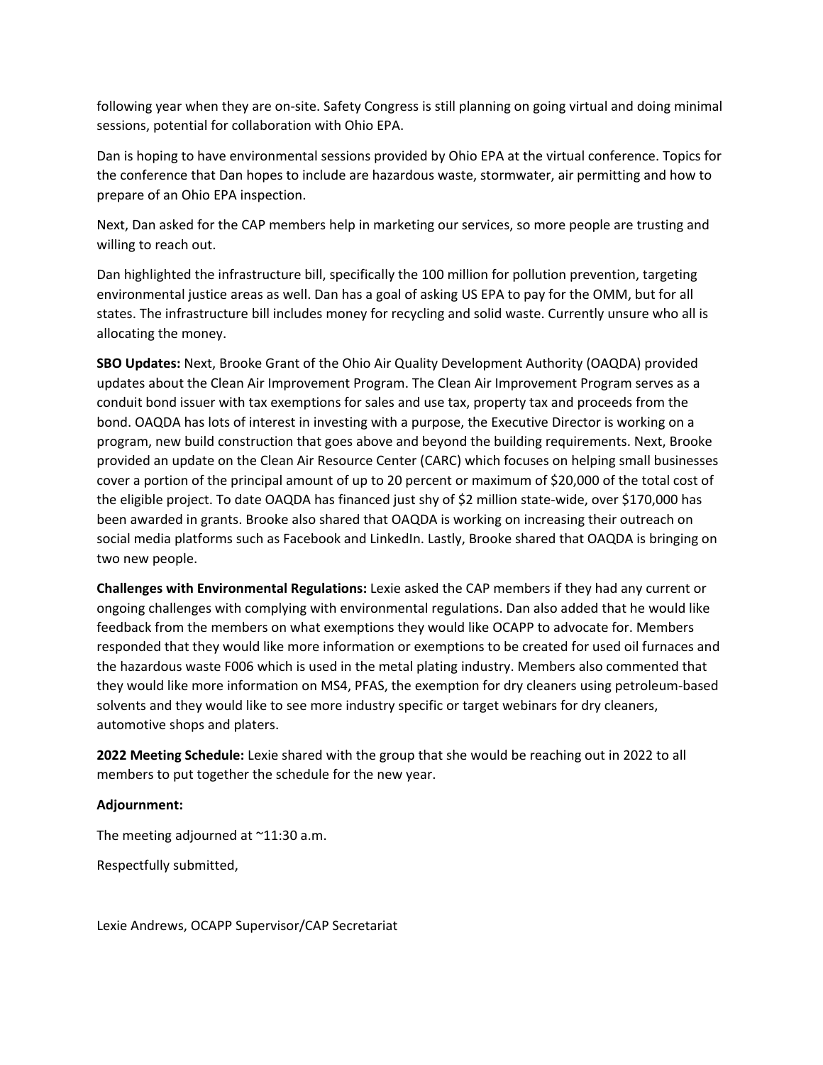following year when they are on-site. Safety Congress is still planning on going virtual and doing minimal sessions, potential for collaboration with Ohio EPA.

Dan is hoping to have environmental sessions provided by Ohio EPA at the virtual conference. Topics for the conference that Dan hopes to include are hazardous waste, stormwater, air permitting and how to prepare of an Ohio EPA inspection.

Next, Dan asked for the CAP members help in marketing our services, so more people are trusting and willing to reach out.

Dan highlighted the infrastructure bill, specifically the 100 million for pollution prevention, targeting environmental justice areas as well. Dan has a goal of asking US EPA to pay for the OMM, but for all states. The infrastructure bill includes money for recycling and solid waste. Currently unsure who all is allocating the money.

**SBO Updates:** Next, Brooke Grant of the Ohio Air Quality Development Authority (OAQDA) provided updates about the Clean Air Improvement Program. The Clean Air Improvement Program serves as a conduit bond issuer with tax exemptions for sales and use tax, property tax and proceeds from the bond. OAQDA has lots of interest in investing with a purpose, the Executive Director is working on a program, new build construction that goes above and beyond the building requirements. Next, Brooke provided an update on the Clean Air Resource Center (CARC) which focuses on helping small businesses cover a portion of the principal amount of up to 20 percent or maximum of $20,000 of the total cost of the eligible project. To date OAQDA has financed just shy of $2 million state-wide, over $170,000 has been awarded in grants. Brooke also shared that OAQDA is working on increasing their outreach on social media platforms such as Facebook and LinkedIn. Lastly, Brooke shared that OAQDA is bringing on two new people.

**Challenges with Environmental Regulations:** Lexie asked the CAP members if they had any current or ongoing challenges with complying with environmental regulations. Dan also added that he would like feedback from the members on what exemptions they would like OCAPP to advocate for. Members responded that they would like more information or exemptions to be created for used oil furnaces and the hazardous waste F006 which is used in the metal plating industry. Members also commented that they would like more information on MS4, PFAS, the exemption for dry cleaners using petroleum-based solvents and they would like to see more industry specific or target webinars for dry cleaners, automotive shops and platers.

**2022 Meeting Schedule:** Lexie shared with the group that she would be reaching out in 2022 to all members to put together the schedule for the new year.

**Adjournment:**

The meeting adjourned at ~11:30 a.m.

Respectfully submitted,

Lexie Andrews, OCAPP Supervisor/CAP Secretariat